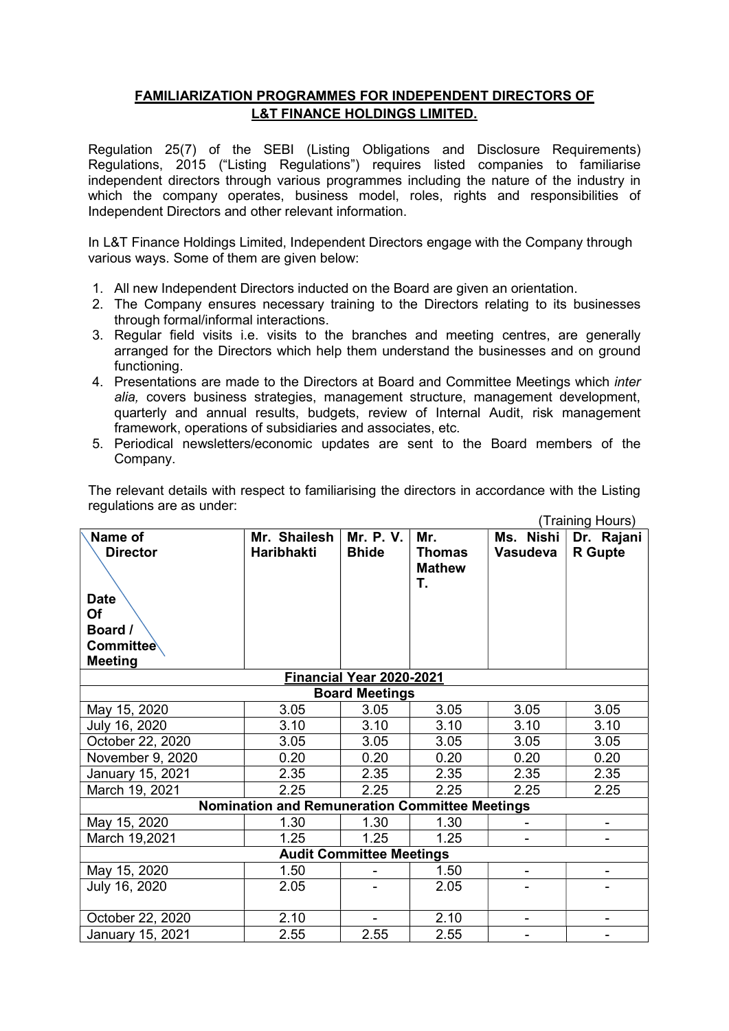# FAMILIARIZATION PROGRAMMES FOR INDEPENDENT DIRECTORS OF L&T FINANCE HOLDINGS LIMITED.

Regulation 25(7) of the SEBI (Listing Obligations and Disclosure Requirements) Regulations, 2015 ("Listing Regulations") requires listed companies to familiarise independent directors through various programmes including the nature of the industry in which the company operates, business model, roles, rights and responsibilities of Independent Directors and other relevant information.

In L&T Finance Holdings Limited, Independent Directors engage with the Company through various ways. Some of them are given below:

1. All new Independent Directors inducted on the Board are given an orientation.
2. The Company ensures necessary training to the Directors relating to its businesses through formal/informal interactions.
3. Regular field visits i.e. visits to the branches and meeting centres, are generally arranged for the Directors which help them understand the businesses and on ground functioning.
4. Presentations are made to the Directors at Board and Committee Meetings which *inter alia,* covers business strategies, management structure, management development, quarterly and annual results, budgets, review of Internal Audit, risk management framework, operations of subsidiaries and associates, etc.
5. Periodical newsletters/economic updates are sent to the Board members of the Company.

The relevant details with respect to familiarising the directors in accordance with the Listing regulations are as under:

(Training Hours)

| Name of Director / Date Of Board / Committee Meeting | Mr. Shailesh Haribhakti | Mr. P. V. Bhide | Mr. Thomas Mathew T. | Ms. Nishi Vasudeva | Dr. Rajani R Gupte |
|---|---|---|---|---|---|
| **Financial Year 2020-2021** | | | | | |
| **Board Meetings** | | | | | |
| May 15, 2020 | 3.05 | 3.05 | 3.05 | 3.05 | 3.05 |
| July 16, 2020 | 3.10 | 3.10 | 3.10 | 3.10 | 3.10 |
| October 22, 2020 | 3.05 | 3.05 | 3.05 | 3.05 | 3.05 |
| November 9, 2020 | 0.20 | 0.20 | 0.20 | 0.20 | 0.20 |
| January 15, 2021 | 2.35 | 2.35 | 2.35 | 2.35 | 2.35 |
| March 19, 2021 | 2.25 | 2.25 | 2.25 | 2.25 | 2.25 |
| **Nomination and Remuneration Committee Meetings** | | | | | |
| May 15, 2020 | 1.30 | 1.30 | 1.30 | - | - |
| March 19,2021 | 1.25 | 1.25 | 1.25 | - | - |
| **Audit Committee Meetings** | | | | | |
| May 15, 2020 | 1.50 | - | 1.50 | - | - |
| July 16, 2020 | 2.05 | - | 2.05 | - | - |
| October 22, 2020 | 2.10 | - | 2.10 | - | - |
| January 15, 2021 | 2.55 | 2.55 | 2.55 | - | - |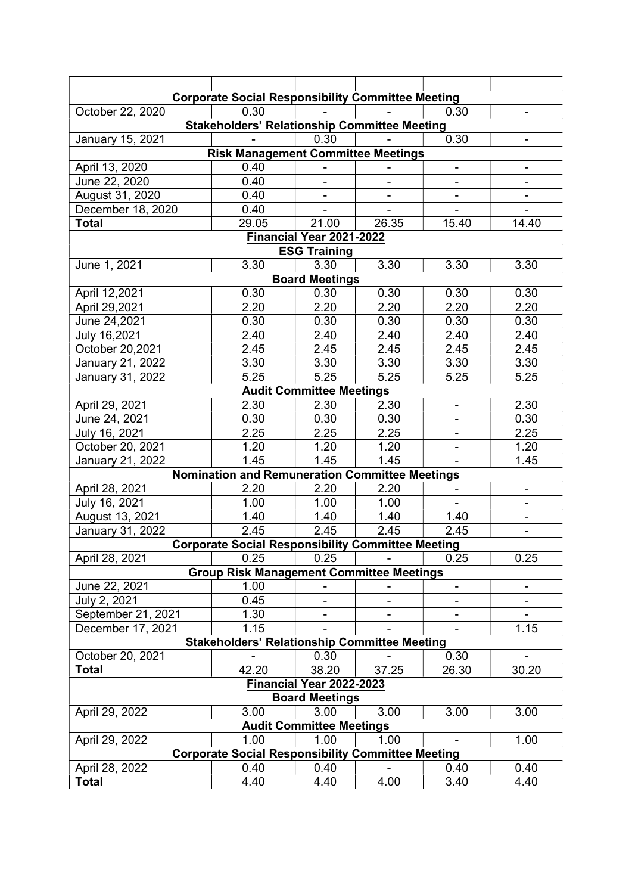| | | | | | |
|---|---|---|---|---|---|
| **Corporate Social Responsibility Committee Meeting** | | | | | |
| October 22, 2020 | 0.30 | - | - | 0.30 | - |
| **Stakeholders' Relationship Committee Meeting** | | | | | |
| January 15, 2021 | - | 0.30 | - | 0.30 | - |
| **Risk Management Committee Meetings** | | | | | |
| April 13, 2020 | 0.40 | - | - | - | - |
| June 22, 2020 | 0.40 | - | - | - | - |
| August 31, 2020 | 0.40 | - | - | - | - |
| December 18, 2020 | 0.40 | - | - | - | - |
| **Total** | 29.05 | 21.00 | 26.35 | 15.40 | 14.40 |
| **Financial Year 2021-2022** | | | | | |
| **ESG Training** | | | | | |
| June 1, 2021 | 3.30 | 3.30 | 3.30 | 3.30 | 3.30 |
| **Board Meetings** | | | | | |
| April 12,2021 | 0.30 | 0.30 | 0.30 | 0.30 | 0.30 |
| April 29,2021 | 2.20 | 2.20 | 2.20 | 2.20 | 2.20 |
| June 24,2021 | 0.30 | 0.30 | 0.30 | 0.30 | 0.30 |
| July 16,2021 | 2.40 | 2.40 | 2.40 | 2.40 | 2.40 |
| October 20,2021 | 2.45 | 2.45 | 2.45 | 2.45 | 2.45 |
| January 21, 2022 | 3.30 | 3.30 | 3.30 | 3.30 | 3.30 |
| January 31, 2022 | 5.25 | 5.25 | 5.25 | 5.25 | 5.25 |
| **Audit Committee Meetings** | | | | | |
| April 29, 2021 | 2.30 | 2.30 | 2.30 | - | 2.30 |
| June 24, 2021 | 0.30 | 0.30 | 0.30 | - | 0.30 |
| July 16, 2021 | 2.25 | 2.25 | 2.25 | - | 2.25 |
| October 20, 2021 | 1.20 | 1.20 | 1.20 | - | 1.20 |
| January 21, 2022 | 1.45 | 1.45 | 1.45 | - | 1.45 |
| **Nomination and Remuneration Committee Meetings** | | | | | |
| April 28, 2021 | 2.20 | 2.20 | 2.20 | - | - |
| July 16, 2021 | 1.00 | 1.00 | 1.00 | - | - |
| August 13, 2021 | 1.40 | 1.40 | 1.40 | 1.40 | - |
| January 31, 2022 | 2.45 | 2.45 | 2.45 | 2.45 | - |
| **Corporate Social Responsibility Committee Meeting** | | | | | |
| April 28, 2021 | 0.25 | 0.25 | - | 0.25 | 0.25 |
| **Group Risk Management Committee Meetings** | | | | | |
| June 22, 2021 | 1.00 | - | - | - | - |
| July 2, 2021 | 0.45 | - | - | - | - |
| September 21, 2021 | 1.30 | - | - | - | - |
| December 17, 2021 | 1.15 | - | - | - | 1.15 |
| **Stakeholders' Relationship Committee Meeting** | | | | | |
| October 20, 2021 | - | 0.30 | - | 0.30 | - |
| **Total** | 42.20 | 38.20 | 37.25 | 26.30 | 30.20 |
| **Financial Year 2022-2023** | | | | | |
| **Board Meetings** | | | | | |
| April 29, 2022 | 3.00 | 3.00 | 3.00 | 3.00 | 3.00 |
| **Audit Committee Meetings** | | | | | |
| April 29, 2022 | 1.00 | 1.00 | 1.00 | - | 1.00 |
| **Corporate Social Responsibility Committee Meeting** | | | | | |
| April 28, 2022 | 0.40 | 0.40 | - | 0.40 | 0.40 |
| **Total** | 4.40 | 4.40 | 4.00 | 3.40 | 4.40 |